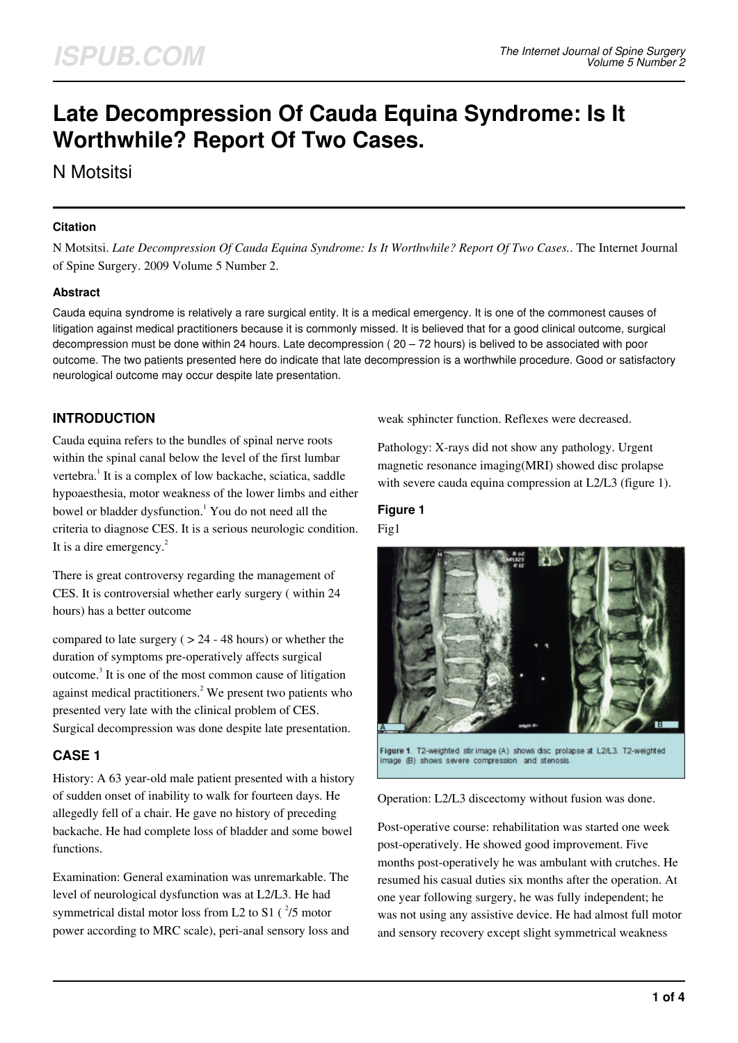# Late Decompression Of Cauda Equina Syndrome: Is It Worthwhile? Report Of Two Cases.

N Motsitsi

### Citation

N Motsitsi. *Late Decompression Of Cauda Equina Syndrome: Is It Worthwhile? Report Of Two Cases.*. The Internet Journal of Spine Surgery. 2009 Volume 5 Number 2.

### Abstract

Cauda equina syndrome is relatively a rare surgical entity. It is a medical emergency. It is one of the commonest causes of litigation against medical practitioners because it is commonly missed. It is believed that for a good clinical outcome, surgical decompression must be done within 24 hours. Late decompression ( 20 – 72 hours) is belived to be associated with poor outcome. The two patients presented here do indicate that late decompression is a worthwhile procedure. Good or satisfactory neurological outcome may occur despite late presentation.

## INTRODUCTION

Cauda equina refers to the bundles of spinal nerve roots within the spinal canal below the level of the first lumbar vertebra.[1] It is a complex of low backache, sciatica, saddle hypoaesthesia, motor weakness of the lower limbs and either bowel or bladder dysfunction.[1] You do not need all the criteria to diagnose CES. It is a serious neurologic condition. It is a dire emergency.[2]

There is great controversy regarding the management of CES. It is controversial whether early surgery ( within 24 hours) has a better outcome compared to late surgery ( > 24 - 48 hours) or whether the duration of symptoms pre-operatively affects surgical outcome.[3] It is one of the most common cause of litigation against medical practitioners.[2] We present two patients who presented very late with the clinical problem of CES. Surgical decompression was done despite late presentation.

## CASE 1

History: A 63 year-old male patient presented with a history of sudden onset of inability to walk for fourteen days. He allegedly fell of a chair. He gave no history of preceding backache. He had complete loss of bladder and some bowel functions.

Examination: General examination was unremarkable. The level of neurological dysfunction was at L2/L3. He had symmetrical distal motor loss from L2 to S1 ( $^2$/5 motor power according to MRC scale), peri-anal sensory loss and weak sphincter function. Reflexes were decreased.

Pathology: X-rays did not show any pathology. Urgent magnetic resonance imaging(MRI) showed disc prolapse with severe cauda equina compression at L2/L3 (figure 1).

**Figure 1**

Fig1

Figure 1. T2-weighted stir image (A) shows disc prolapse at L2/L3. T2-weighted image (B) shows severe compression and stenosis.

Operation: L2/L3 discectomy without fusion was done.

Post-operative course: rehabilitation was started one week post-operatively. He showed good improvement. Five months post-operatively he was ambulant with crutches. He resumed his casual duties six months after the operation. At one year following surgery, he was fully independent; he was not using any assistive device. He had almost full motor and sensory recovery except slight symmetrical weakness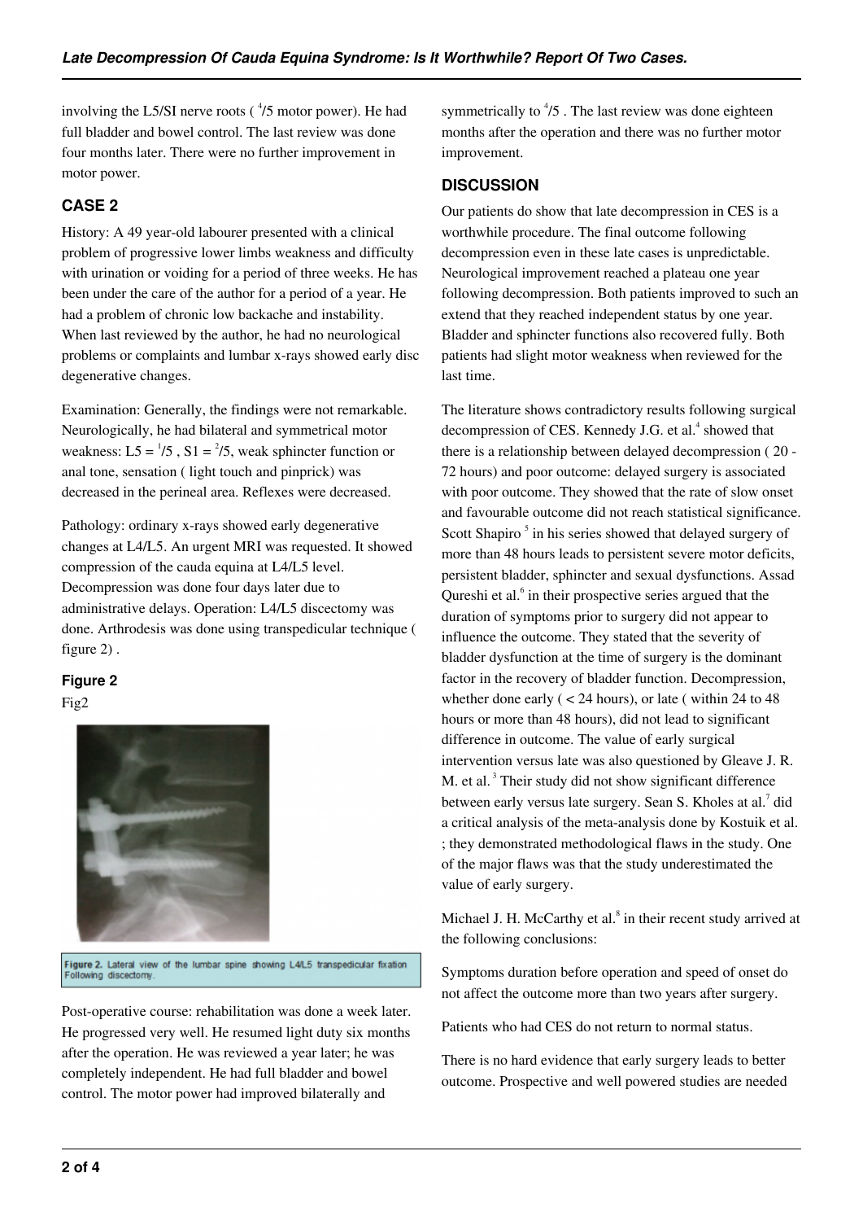involving the L5/SI nerve roots ( $^{4}$/5 motor power). He had full bladder and bowel control. The last review was done four months later. There were no further improvement in motor power.

## CASE 2

History: A 49 year-old labourer presented with a clinical problem of progressive lower limbs weakness and difficulty with urination or voiding for a period of three weeks. He has been under the care of the author for a period of a year. He had a problem of chronic low backache and instability. When last reviewed by the author, he had no neurological problems or complaints and lumbar x-rays showed early disc degenerative changes.

Examination: Generally, the findings were not remarkable. Neurologically, he had bilateral and symmetrical motor weakness: L5 = $^{1}$/5 , S1 = $^{2}$/5, weak sphincter function or anal tone, sensation ( light touch and pinprick) was decreased in the perineal area. Reflexes were decreased.

Pathology: ordinary x-rays showed early degenerative changes at L4/L5. An urgent MRI was requested. It showed compression of the cauda equina at L4/L5 level. Decompression was done four days later due to administrative delays. Operation: L4/L5 discectomy was done. Arthrodesis was done using transpedicular technique ( figure 2) .

### Figure 2

Fig2

Figure 2. Lateral view of the lumbar spine showing L4/L5 transpedicular fixation Following discectomy.

Post-operative course: rehabilitation was done a week later. He progressed very well. He resumed light duty six months after the operation. He was reviewed a year later; he was completely independent. He had full bladder and bowel control. The motor power had improved bilaterally and symmetrically to $^{4}$/5 . The last review was done eighteen months after the operation and there was no further motor improvement.

## DISCUSSION

Our patients do show that late decompression in CES is a worthwhile procedure. The final outcome following decompression even in these late cases is unpredictable. Neurological improvement reached a plateau one year following decompression. Both patients improved to such an extend that they reached independent status by one year. Bladder and sphincter functions also recovered fully. Both patients had slight motor weakness when reviewed for the last time.

The literature shows contradictory results following surgical decompression of CES. Kennedy J.G. et al.[4] showed that there is a relationship between delayed decompression ( 20 - 72 hours) and poor outcome: delayed surgery is associated with poor outcome. They showed that the rate of slow onset and favourable outcome did not reach statistical significance. Scott Shapiro [5] in his series showed that delayed surgery of more than 48 hours leads to persistent severe motor deficits, persistent bladder, sphincter and sexual dysfunctions. Assad Qureshi et al.[6] in their prospective series argued that the duration of symptoms prior to surgery did not appear to influence the outcome. They stated that the severity of bladder dysfunction at the time of surgery is the dominant factor in the recovery of bladder function. Decompression, whether done early ( < 24 hours), or late ( within 24 to 48 hours or more than 48 hours), did not lead to significant difference in outcome. The value of early surgical intervention versus late was also questioned by Gleave J. R. M. et al.[3] Their study did not show significant difference between early versus late surgery. Sean S. Kholes at al.[7] did a critical analysis of the meta-analysis done by Kostuik et al. ; they demonstrated methodological flaws in the study. One of the major flaws was that the study underestimated the value of early surgery.

Michael J. H. McCarthy et al.[8] in their recent study arrived at the following conclusions:

Symptoms duration before operation and speed of onset do not affect the outcome more than two years after surgery.

Patients who had CES do not return to normal status.

There is no hard evidence that early surgery leads to better outcome. Prospective and well powered studies are needed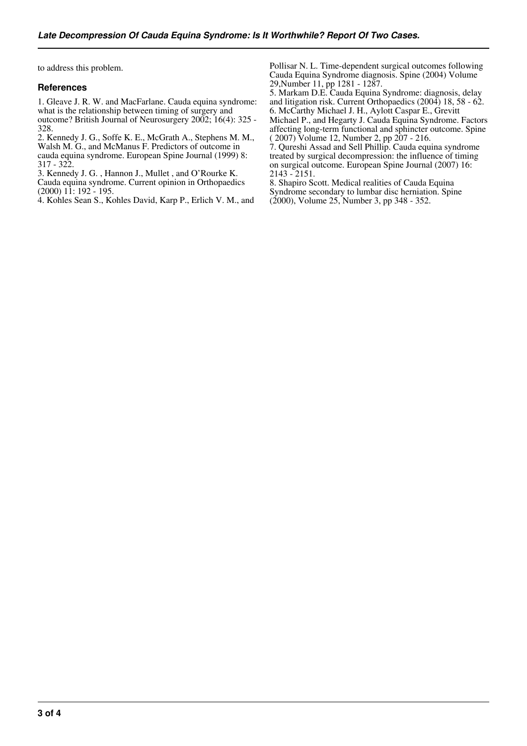to address this problem.

## References

1. Gleave J. R. W. and MacFarlane. Cauda equina syndrome: what is the relationship between timing of surgery and outcome? British Journal of Neurosurgery 2002; 16(4): 325 - 328.
2. Kennedy J. G., Soffe K. E., McGrath A., Stephens M. M., Walsh M. G., and McManus F. Predictors of outcome in cauda equina syndrome. European Spine Journal (1999) 8: 317 - 322.
3. Kennedy J. G. , Hannon J., Mullet , and O'Rourke K. Cauda equina syndrome. Current opinion in Orthopaedics (2000) 11: 192 - 195.
4. Kohles Sean S., Kohles David, Karp P., Erlich V. M., and Pollisar N. L. Time-dependent surgical outcomes following Cauda Equina Syndrome diagnosis. Spine (2004) Volume 29,Number 11, pp 1281 - 1287.
5. Markam D.E. Cauda Equina Syndrome: diagnosis, delay and litigation risk. Current Orthopaedics (2004) 18, 58 - 62.
6. McCarthy Michael J. H., Aylott Caspar E., Grevitt Michael P., and Hegarty J. Cauda Equina Syndrome. Factors affecting long-term functional and sphincter outcome. Spine ( 2007) Volume 12, Number 2, pp 207 - 216.
7. Qureshi Assad and Sell Phillip. Cauda equina syndrome treated by surgical decompression: the influence of timing on surgical outcome. European Spine Journal (2007) 16: 2143 - 2151.
8. Shapiro Scott. Medical realities of Cauda Equina Syndrome secondary to lumbar disc herniation. Spine (2000), Volume 25, Number 3, pp 348 - 352.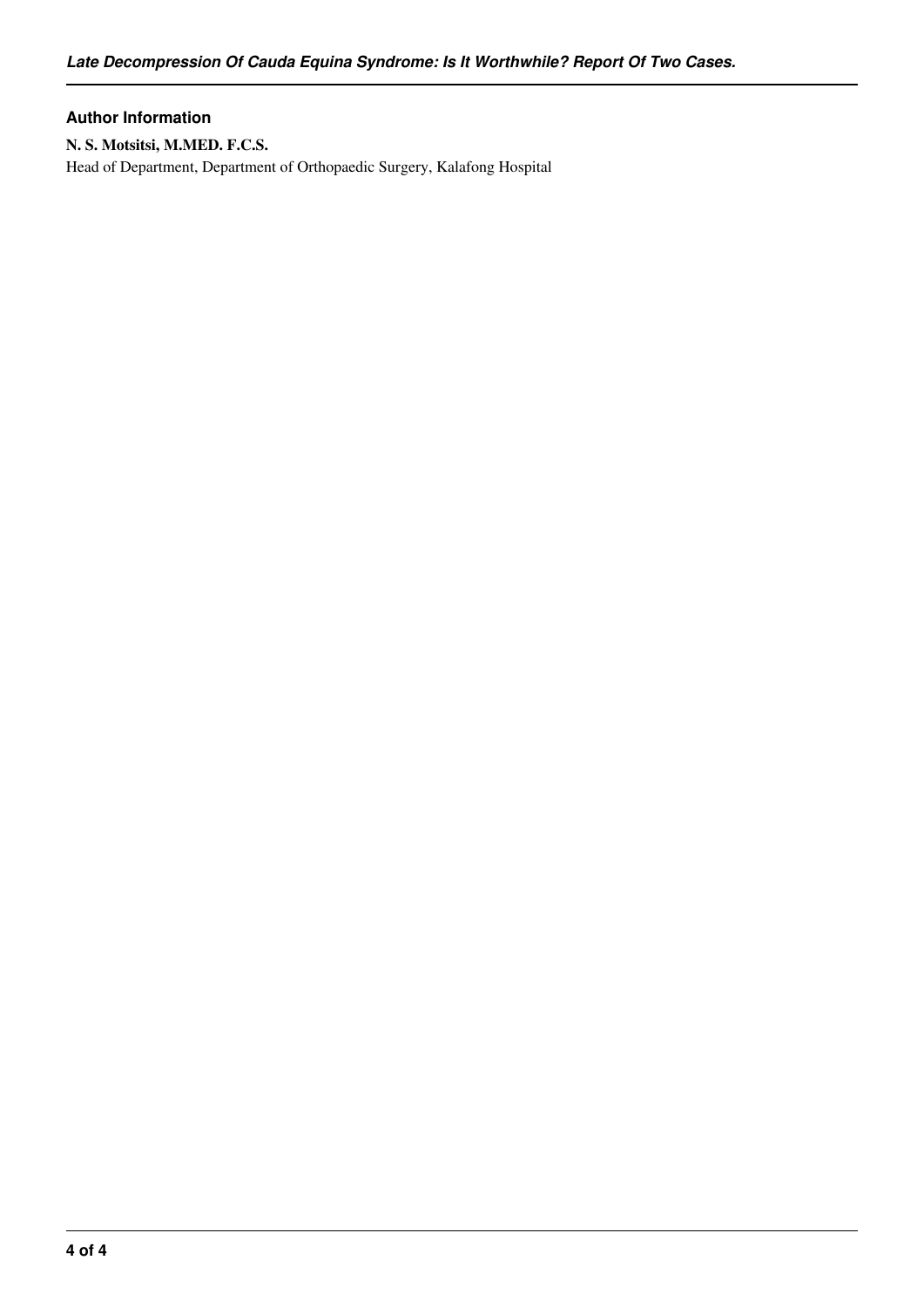### Author Information

**N. S. Motsitsi, M.MED. F.C.S.**

Head of Department, Department of Orthopaedic Surgery, Kalafong Hospital